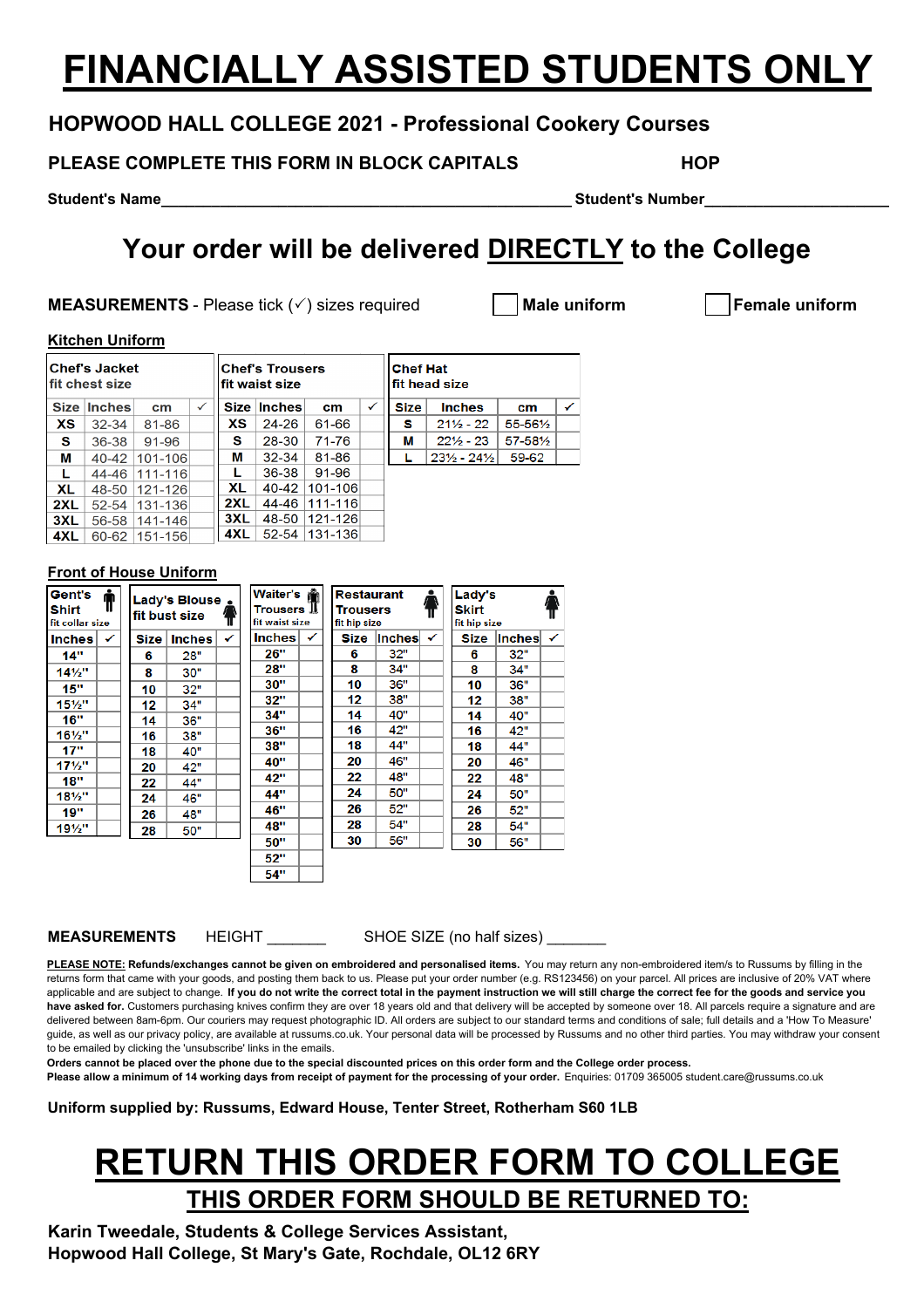# FINANCIALLY ASSISTED STUDENTS ONLY

**HOPWOOD HALL COLLEGE 2021 - Professional Cookery Courses**

**PLEASE COMPLETE THIS FORM IN BLOCK CAPITALS** **HOP**

**Student's Name**_______________________________________________ **Student's Number**____________________

## Your order will be delivered DIRECTLY to the College

**MEASUREMENTS** - Please tick (✓) sizes required ☐ **Male uniform** ☐ **Female uniform**

**Kitchen Uniform**

**Chef's Jacket** fit chest size

| Size | Inches | cm | ✓ |
|---|---|---|---|
| XS | 32-34 | 81-86 | |
| S | 36-38 | 91-96 | |
| M | 40-42 | 101-106 | |
| L | 44-46 | 111-116 | |
| XL | 48-50 | 121-126 | |
| 2XL | 52-54 | 131-136 | |
| 3XL | 56-58 | 141-146 | |
| 4XL | 60-62 | 151-156 | |

**Chef's Trousers** fit waist size

| Size | Inches | cm | ✓ |
|---|---|---|---|
| XS | 24-26 | 61-66 | |
| S | 28-30 | 71-76 | |
| M | 32-34 | 81-86 | |
| L | 36-38 | 91-96 | |
| XL | 40-42 | 101-106 | |
| 2XL | 44-46 | 111-116 | |
| 3XL | 48-50 | 121-126 | |
| 4XL | 52-54 | 131-136 | |

**Chef Hat** fit head size

| Size | Inches | cm | ✓ |
|---|---|---|---|
| S | 21½ - 22 | 55-56½ | |
| M | 22½ - 23 | 57-58½ | |
| L | 23½ - 24½ | 59-62 | |

**Front of House Uniform**

**Gent's Shirt** fit collar size

| Inches | ✓ |
|---|---|
| 14" | |
| 14½" | |
| 15" | |
| 15½" | |
| 16" | |
| 16½" | |
| 17" | |
| 17½" | |
| 18" | |
| 18½" | |
| 19" | |
| 19½" | |

**Lady's Blouse** fit bust size

| Size | Inches | ✓ |
|---|---|---|
| 6 | 28" | |
| 8 | 30" | |
| 10 | 32" | |
| 12 | 34" | |
| 14 | 36" | |
| 16 | 38" | |
| 18 | 40" | |
| 20 | 42" | |
| 22 | 44" | |
| 24 | 46" | |
| 26 | 48" | |
| 28 | 50" | |

**Waiter's Trousers** fit waist size

| Inches | ✓ |
|---|---|
| 26" | |
| 28" | |
| 30" | |
| 32" | |
| 34" | |
| 36" | |
| 38" | |
| 40" | |
| 42" | |
| 44" | |
| 46" | |
| 48" | |
| 50" | |
| 52" | |
| 54" | |

**Restaurant Trousers** fit hip size

| Size | Inches | ✓ |
|---|---|---|
| 6 | 32" | |
| 8 | 34" | |
| 10 | 36" | |
| 12 | 38" | |
| 14 | 40" | |
| 16 | 42" | |
| 18 | 44" | |
| 20 | 46" | |
| 22 | 48" | |
| 24 | 50" | |
| 26 | 52" | |
| 28 | 54" | |
| 30 | 56" | |

**Lady's Skirt** fit hip size

| Size | Inches | ✓ |
|---|---|---|
| 6 | 32" | |
| 8 | 34" | |
| 10 | 36" | |
| 12 | 38" | |
| 14 | 40" | |
| 16 | 42" | |
| 18 | 44" | |
| 20 | 46" | |
| 22 | 48" | |
| 24 | 50" | |
| 26 | 52" | |
| 28 | 54" | |
| 30 | 56" | |

**MEASUREMENTS** HEIGHT _______ SHOE SIZE (no half sizes) _______

**PLEASE NOTE:** **Refunds/exchanges cannot be given on embroidered and personalised items.** You may return any non-embroidered item/s to Russums by filling in the returns form that came with your goods, and posting them back to us. Please put your order number (e.g. RS123456) on your parcel. All prices are inclusive of 20% VAT where applicable and are subject to change. **If you do not write the correct total in the payment instruction we will still charge the correct fee for the goods and service you have asked for.** Customers purchasing knives certify that they are over 18 years old and that delivery will be accepted by someone over 18. All parcels require a signature and are delivered between 8am-6pm. Our couriers may request photographic ID. All orders are subject to our standard terms and conditions of sale; full details and a 'How To Measure' guide, as well as our privacy policy, are available at russums.co.uk. Your personal data will be processed by Russums and no other third parties. You may withdraw your consent to be emailed by clicking the 'unsubscribe' links in the emails.

**Orders cannot be placed over the phone due to the special discounted prices on this order form and the College order process.**

**Please allow a minimum of 14 working days from receipt of payment for the processing of your order.** Enquiries: 01709 365005 student.care@russums.co.uk

**Uniform supplied by: Russums, Edward House, Tenter Street, Rotherham S60 1LB**

# RETURN THIS ORDER FORM TO COLLEGE

## THIS ORDER FORM SHOULD BE RETURNED TO:

**Karin Tweedale, Students & College Services Assistant,**
**Hopwood Hall College, St Mary's Gate, Rochdale, OL12 6RY**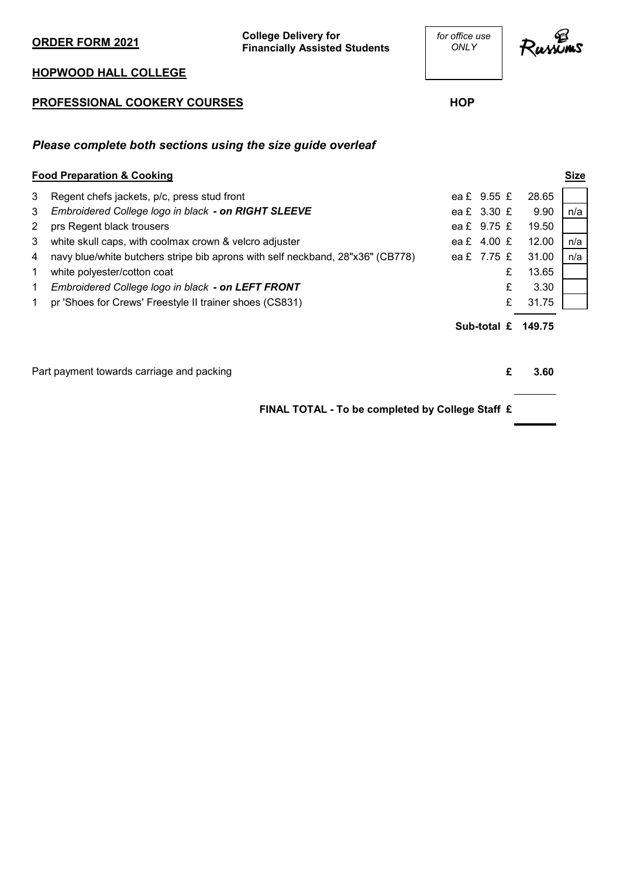**ORDER FORM 2021**

**College Delivery for Financially Assisted Students**

*for office use ONLY*

Russums

**HOPWOOD HALL COLLEGE**

**PROFESSIONAL COOKERY COURSES** **HOP**

## *Please complete both sections using the size guide overleaf*

**Food Preparation & Cooking**

| Qty | Item | Unit price | Total | Size |
|---|---|---|---|---|
| 3 | Regent chefs jackets, p/c, press stud front | ea £ 9.55 | £ 28.65 | |
| 3 | *Embroidered College logo in black* ***- on RIGHT SLEEVE*** | ea £ 3.30 | £ 9.90 | n/a |
| 2 | prs Regent black trousers | ea £ 9.75 | £ 19.50 | |
| 3 | white skull caps, with coolmax crown & velcro adjuster | ea £ 4.00 | £ 12.00 | n/a |
| 4 | navy blue/white butchers stripe bib aprons with self neckband, 28"x36" (CB778) | ea £ 7.75 | £ 31.00 | n/a |
| 1 | white polyester/cotton coat | | £ 13.65 | |
| 1 | *Embroidered College logo in black* ***- on LEFT FRONT*** | | £ 3.30 | |
| 1 | pr 'Shoes for Crews' Freestyle II trainer shoes (CS831) | | £ 31.75 | |
| | | **Sub-total £** | **149.75** | |

Part payment towards carriage and packing **£ 3.60**

**FINAL TOTAL - To be completed by College Staff £**